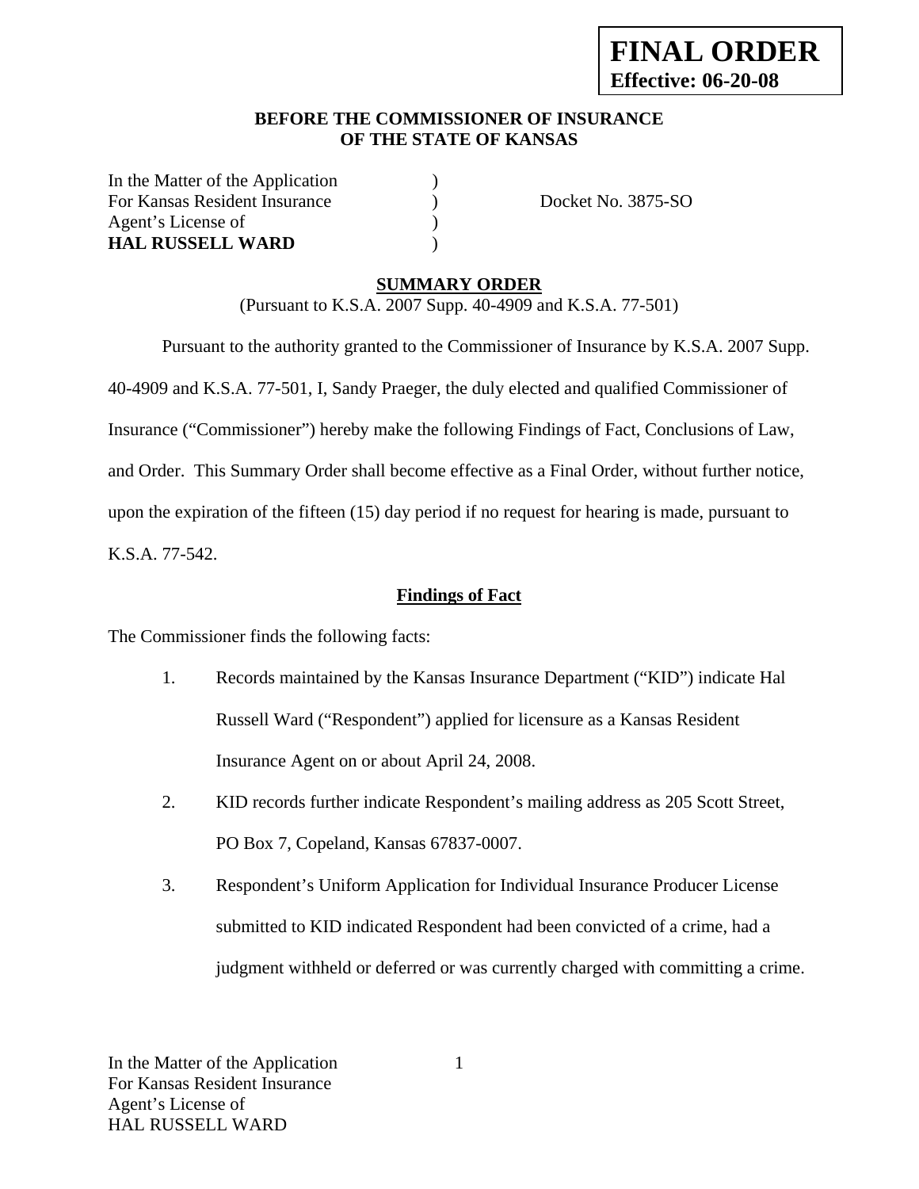**FINAL ORDER**
**Effective: 06-20-08**

**BEFORE THE COMMISSIONER OF INSURANCE**
**OF THE STATE OF KANSAS**

In the Matter of the Application )
For Kansas Resident Insurance ) Docket No. 3875-SO
Agent's License of )
**HAL RUSSELL WARD** )

## SUMMARY ORDER

(Pursuant to K.S.A. 2007 Supp. 40-4909 and K.S.A. 77-501)

Pursuant to the authority granted to the Commissioner of Insurance by K.S.A. 2007 Supp. 40-4909 and K.S.A. 77-501, I, Sandy Praeger, the duly elected and qualified Commissioner of Insurance ("Commissioner") hereby make the following Findings of Fact, Conclusions of Law, and Order. This Summary Order shall become effective as a Final Order, without further notice, upon the expiration of the fifteen (15) day period if no request for hearing is made, pursuant to K.S.A. 77-542.

## Findings of Fact

The Commissioner finds the following facts:

1. Records maintained by the Kansas Insurance Department ("KID") indicate Hal Russell Ward ("Respondent") applied for licensure as a Kansas Resident Insurance Agent on or about April 24, 2008.
2. KID records further indicate Respondent's mailing address as 205 Scott Street, PO Box 7, Copeland, Kansas 67837-0007.
3. Respondent's Uniform Application for Individual Insurance Producer License submitted to KID indicated Respondent had been convicted of a crime, had a judgment withheld or deferred or was currently charged with committing a crime.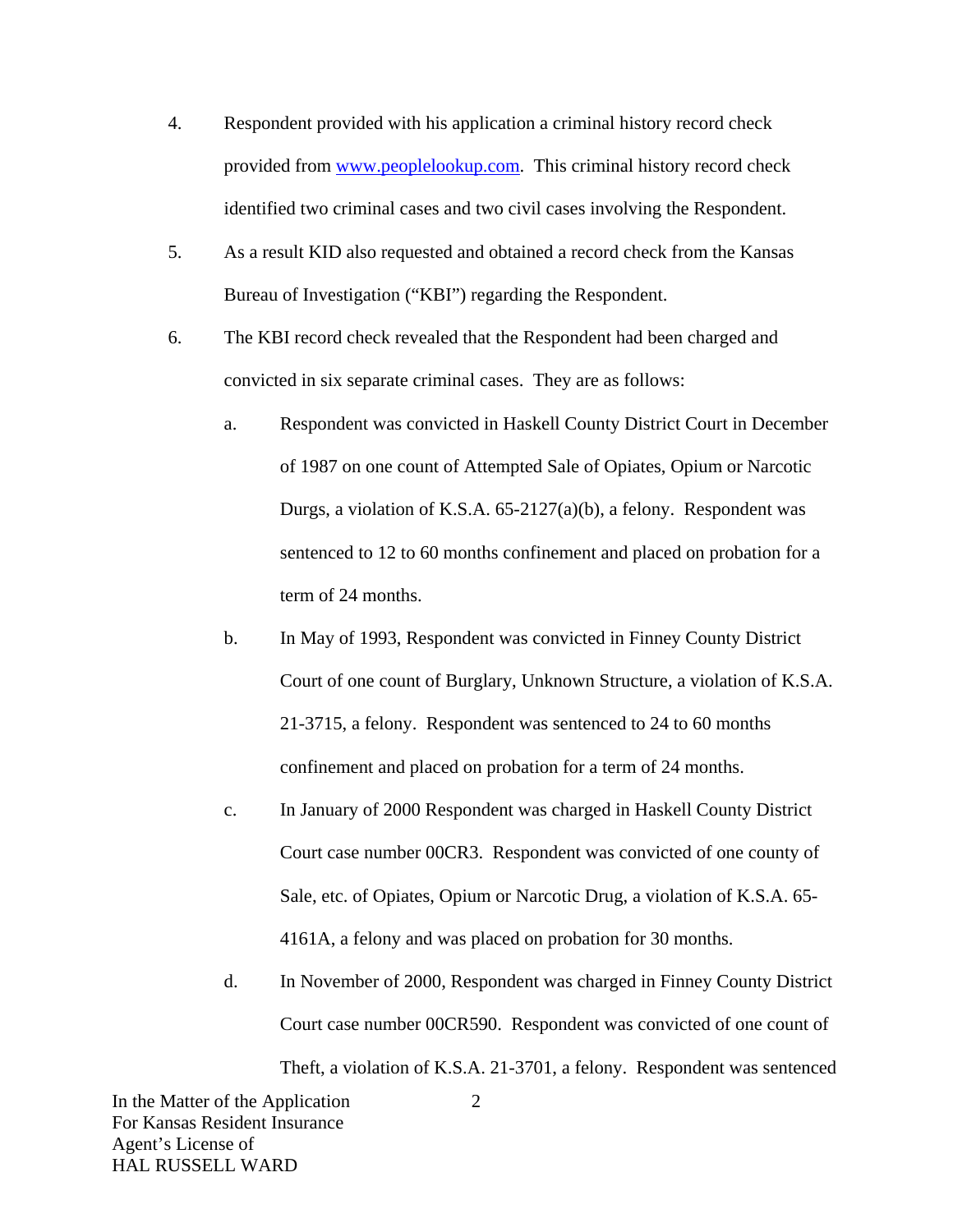4. Respondent provided with his application a criminal history record check provided from [www.peoplelookup.com](http://www.peoplelookup.com). This criminal history record check identified two criminal cases and two civil cases involving the Respondent.

5. As a result KID also requested and obtained a record check from the Kansas Bureau of Investigation ("KBI") regarding the Respondent.

6. The KBI record check revealed that the Respondent had been charged and convicted in six separate criminal cases. They are as follows:

   a. Respondent was convicted in Haskell County District Court in December of 1987 on one count of Attempted Sale of Opiates, Opium or Narcotic Durgs, a violation of K.S.A. 65-2127(a)(b), a felony. Respondent was sentenced to 12 to 60 months confinement and placed on probation for a term of 24 months.

   b. In May of 1993, Respondent was convicted in Finney County District Court of one count of Burglary, Unknown Structure, a violation of K.S.A. 21-3715, a felony. Respondent was sentenced to 24 to 60 months confinement and placed on probation for a term of 24 months.

   c. In January of 2000 Respondent was charged in Haskell County District Court case number 00CR3. Respondent was convicted of one county of Sale, etc. of Opiates, Opium or Narcotic Drug, a violation of K.S.A. 65-4161A, a felony and was placed on probation for 30 months.

   d. In November of 2000, Respondent was charged in Finney County District Court case number 00CR590. Respondent was convicted of one count of Theft, a violation of K.S.A. 21-3701, a felony. Respondent was sentenced

In the Matter of the Application
For Kansas Resident Insurance
Agent's License of
HAL RUSSELL WARD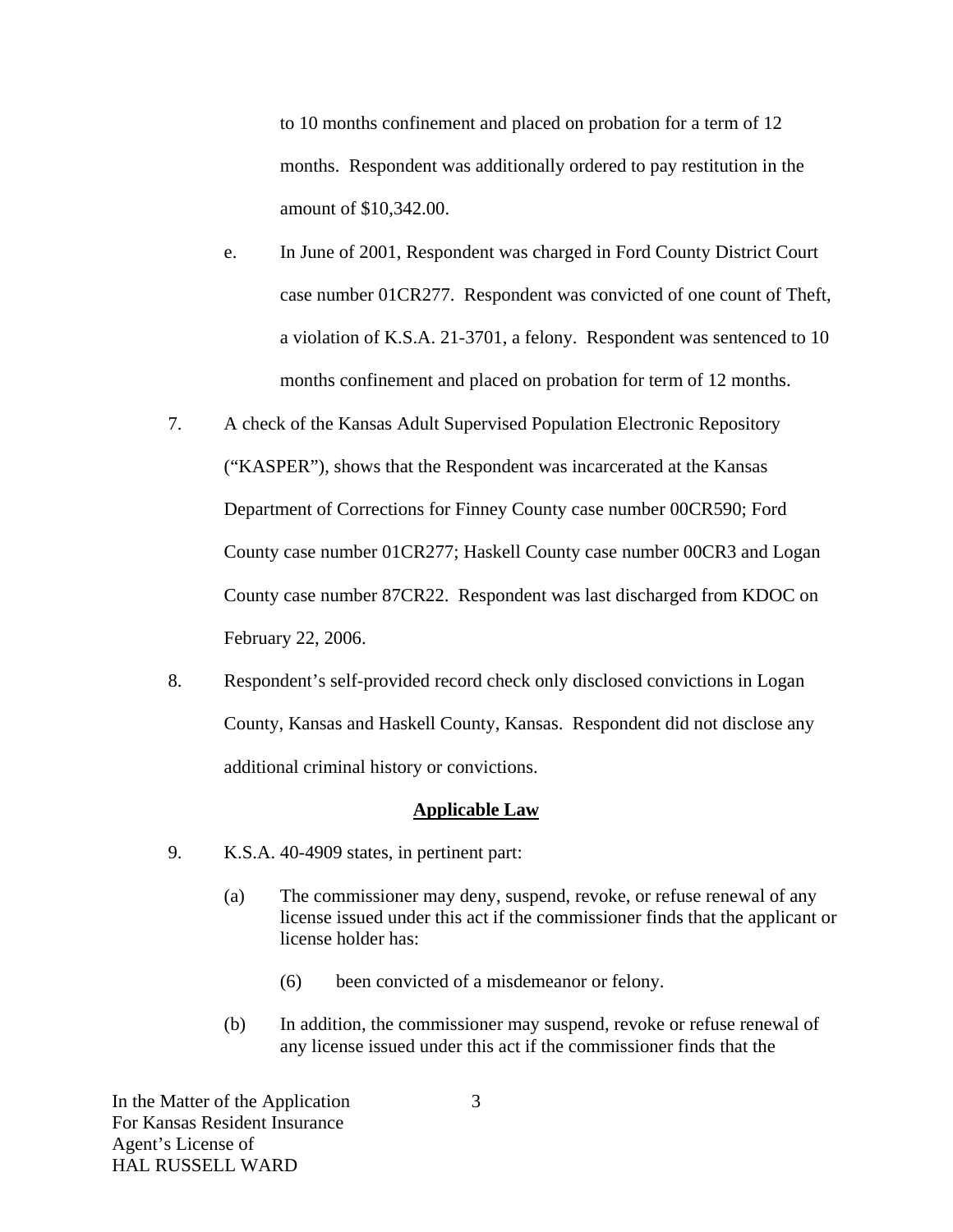to 10 months confinement and placed on probation for a term of 12 months. Respondent was additionally ordered to pay restitution in the amount of $10,342.00.

e. In June of 2001, Respondent was charged in Ford County District Court case number 01CR277. Respondent was convicted of one count of Theft, a violation of K.S.A. 21-3701, a felony. Respondent was sentenced to 10 months confinement and placed on probation for term of 12 months.

7. A check of the Kansas Adult Supervised Population Electronic Repository ("KASPER"), shows that the Respondent was incarcerated at the Kansas Department of Corrections for Finney County case number 00CR590; Ford County case number 01CR277; Haskell County case number 00CR3 and Logan County case number 87CR22. Respondent was last discharged from KDOC on February 22, 2006.

8. Respondent's self-provided record check only disclosed convictions in Logan County, Kansas and Haskell County, Kansas. Respondent did not disclose any additional criminal history or convictions.

## Applicable Law

9. K.S.A. 40-4909 states, in pertinent part:

   (a) The commissioner may deny, suspend, revoke, or refuse renewal of any license issued under this act if the commissioner finds that the applicant or license holder has:

      (6) been convicted of a misdemeanor or felony.

   (b) In addition, the commissioner may suspend, revoke or refuse renewal of any license issued under this act if the commissioner finds that the

In the Matter of the Application
For Kansas Resident Insurance
Agent's License of
HAL RUSSELL WARD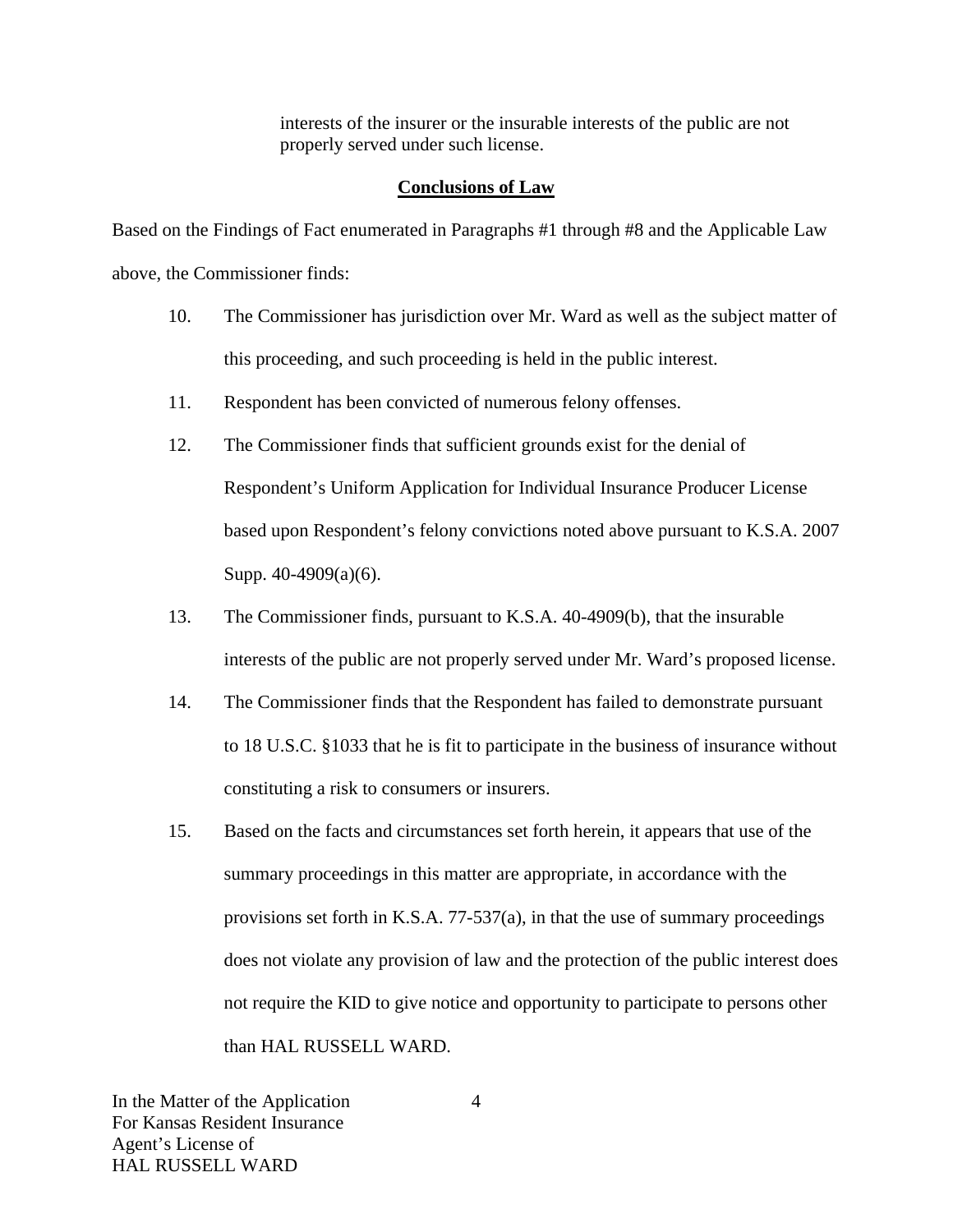interests of the insurer or the insurable interests of the public are not properly served under such license.

## Conclusions of Law

Based on the Findings of Fact enumerated in Paragraphs #1 through #8 and the Applicable Law above, the Commissioner finds:

10. The Commissioner has jurisdiction over Mr. Ward as well as the subject matter of this proceeding, and such proceeding is held in the public interest.

11. Respondent has been convicted of numerous felony offenses.

12. The Commissioner finds that sufficient grounds exist for the denial of Respondent's Uniform Application for Individual Insurance Producer License based upon Respondent's felony convictions noted above pursuant to K.S.A. 2007 Supp. 40-4909(a)(6).

13. The Commissioner finds, pursuant to K.S.A. 40-4909(b), that the insurable interests of the public are not properly served under Mr. Ward's proposed license.

14. The Commissioner finds that the Respondent has failed to demonstrate pursuant to 18 U.S.C. §1033 that he is fit to participate in the business of insurance without constituting a risk to consumers or insurers.

15. Based on the facts and circumstances set forth herein, it appears that use of the summary proceedings in this matter are appropriate, in accordance with the provisions set forth in K.S.A. 77-537(a), in that the use of summary proceedings does not violate any provision of law and the protection of the public interest does not require the KID to give notice and opportunity to participate to persons other than HAL RUSSELL WARD.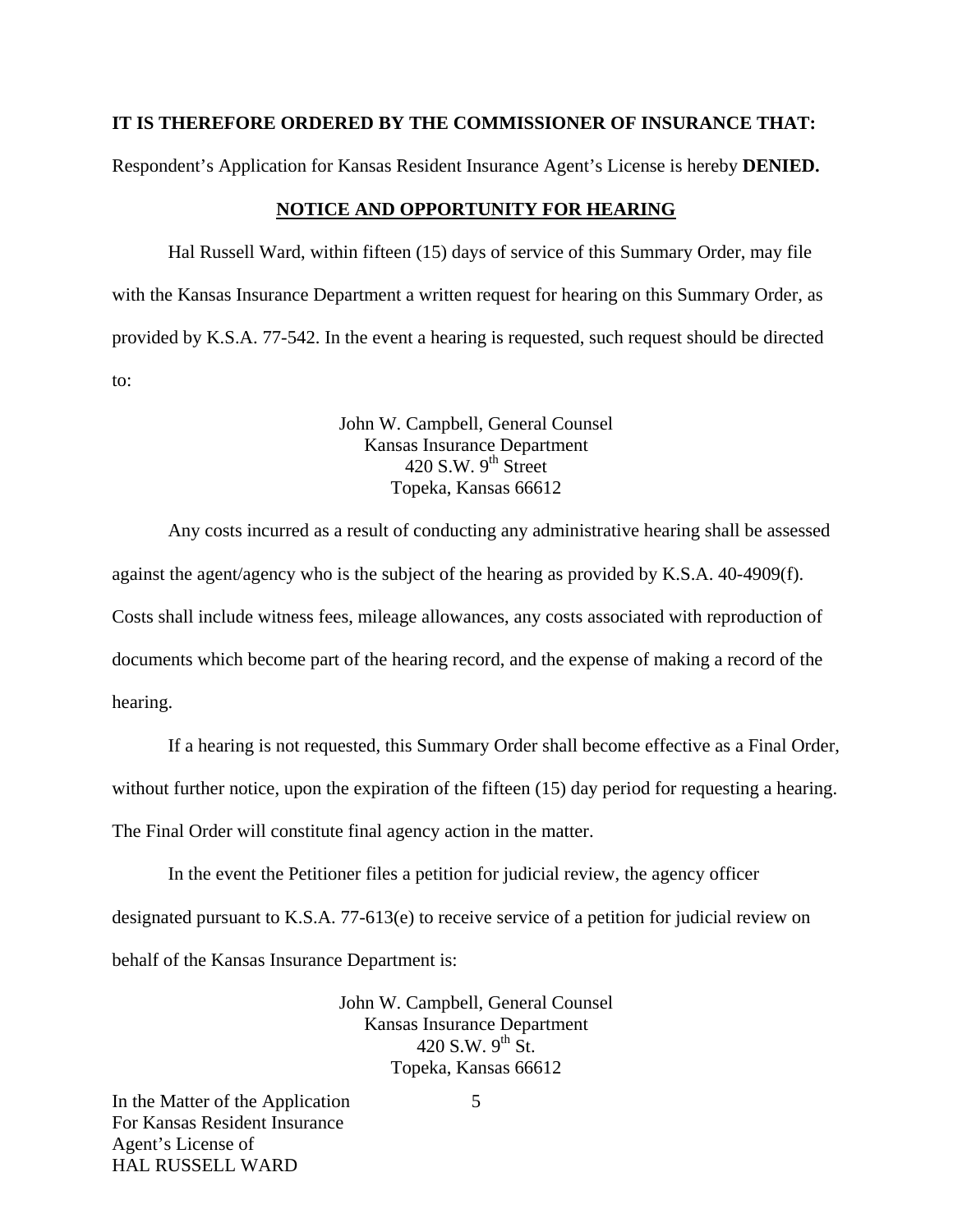**IT IS THEREFORE ORDERED BY THE COMMISSIONER OF INSURANCE THAT:**

Respondent's Application for Kansas Resident Insurance Agent's License is hereby **DENIED.**

## NOTICE AND OPPORTUNITY FOR HEARING

Hal Russell Ward, within fifteen (15) days of service of this Summary Order, may file with the Kansas Insurance Department a written request for hearing on this Summary Order, as provided by K.S.A. 77-542. In the event a hearing is requested, such request should be directed to:

John W. Campbell, General Counsel
Kansas Insurance Department
420 S.W. 9th Street
Topeka, Kansas 66612

Any costs incurred as a result of conducting any administrative hearing shall be assessed against the agent/agency who is the subject of the hearing as provided by K.S.A. 40-4909(f). Costs shall include witness fees, mileage allowances, any costs associated with reproduction of documents which become part of the hearing record, and the expense of making a record of the hearing.

If a hearing is not requested, this Summary Order shall become effective as a Final Order, without further notice, upon the expiration of the fifteen (15) day period for requesting a hearing. The Final Order will constitute final agency action in the matter.

In the event the Petitioner files a petition for judicial review, the agency officer designated pursuant to K.S.A. 77-613(e) to receive service of a petition for judicial review on behalf of the Kansas Insurance Department is:

John W. Campbell, General Counsel
Kansas Insurance Department
420 S.W. 9th St.
Topeka, Kansas 66612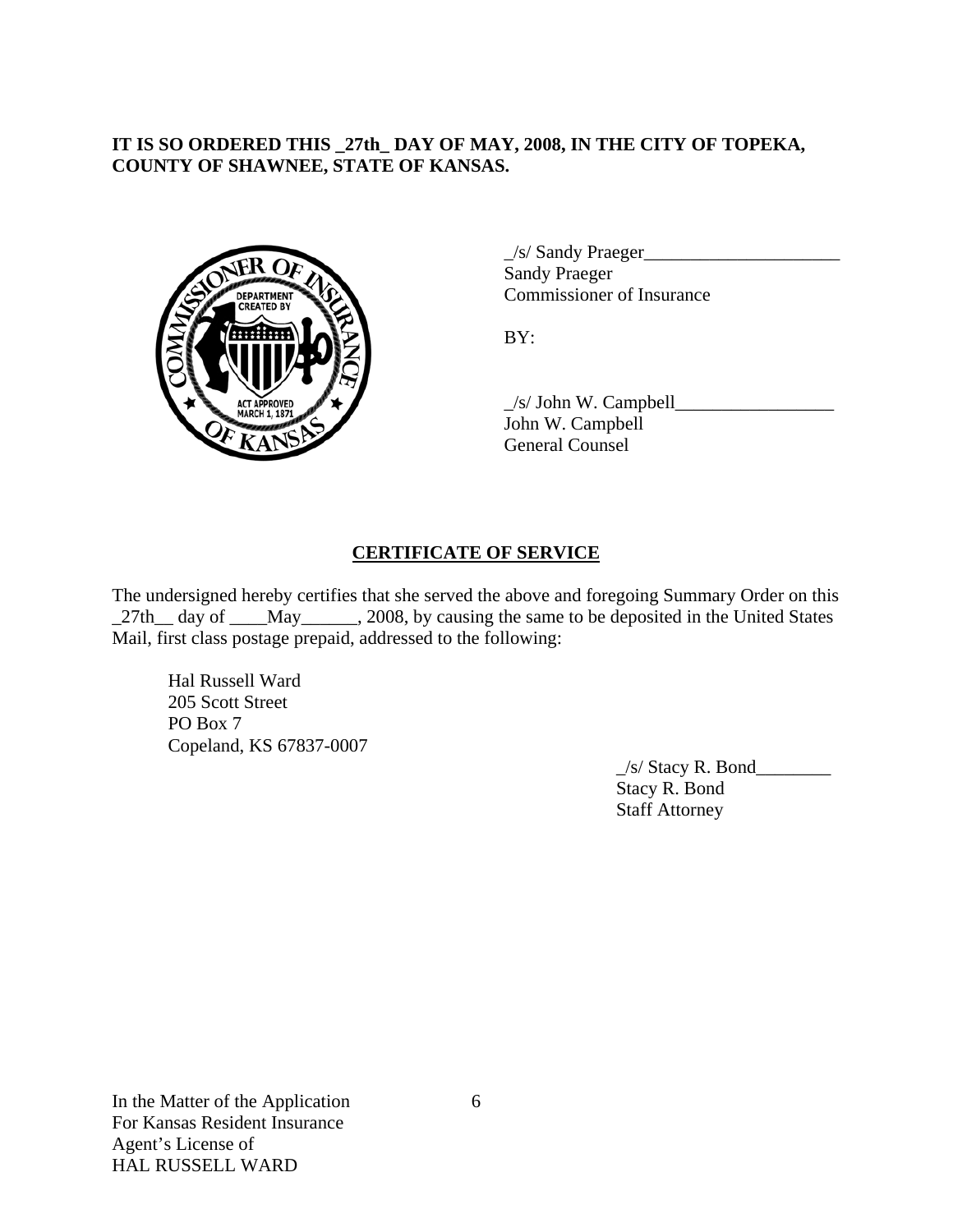**IT IS SO ORDERED THIS _27th_ DAY OF MAY, 2008, IN THE CITY OF TOPEKA, COUNTY OF SHAWNEE, STATE OF KANSAS.**

_/s/ Sandy Praeger_____________________
Sandy Praeger
Commissioner of Insurance

BY:

_/s/ John W. Campbell_________________
John W. Campbell
General Counsel

## CERTIFICATE OF SERVICE

The undersigned hereby certifies that she served the above and foregoing Summary Order on this _27th__ day of ____May______, 2008, by causing the same to be deposited in the United States Mail, first class postage prepaid, addressed to the following:

Hal Russell Ward
205 Scott Street
PO Box 7
Copeland, KS 67837-0007

_/s/ Stacy R. Bond________
Stacy R. Bond
Staff Attorney

In the Matter of the Application
For Kansas Resident Insurance
Agent's License of
HAL RUSSELL WARD